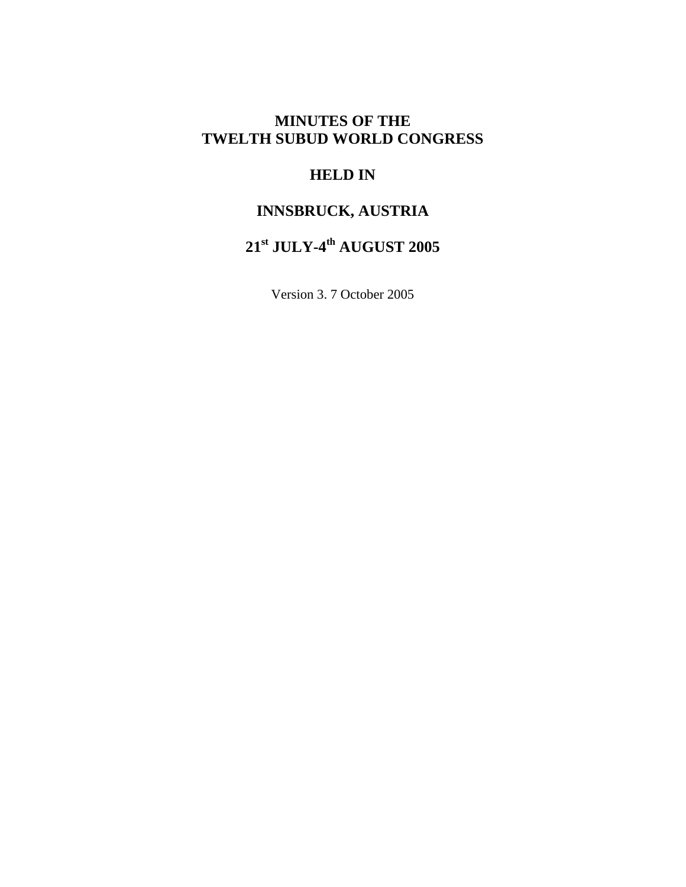# MINUTES OF THE TWELTH SUBUD WORLD CONGRESS

## HELD IN

## INNSBRUCK, AUSTRIA

## 21st JULY-4th AUGUST 2005

Version 3. 7 October 2005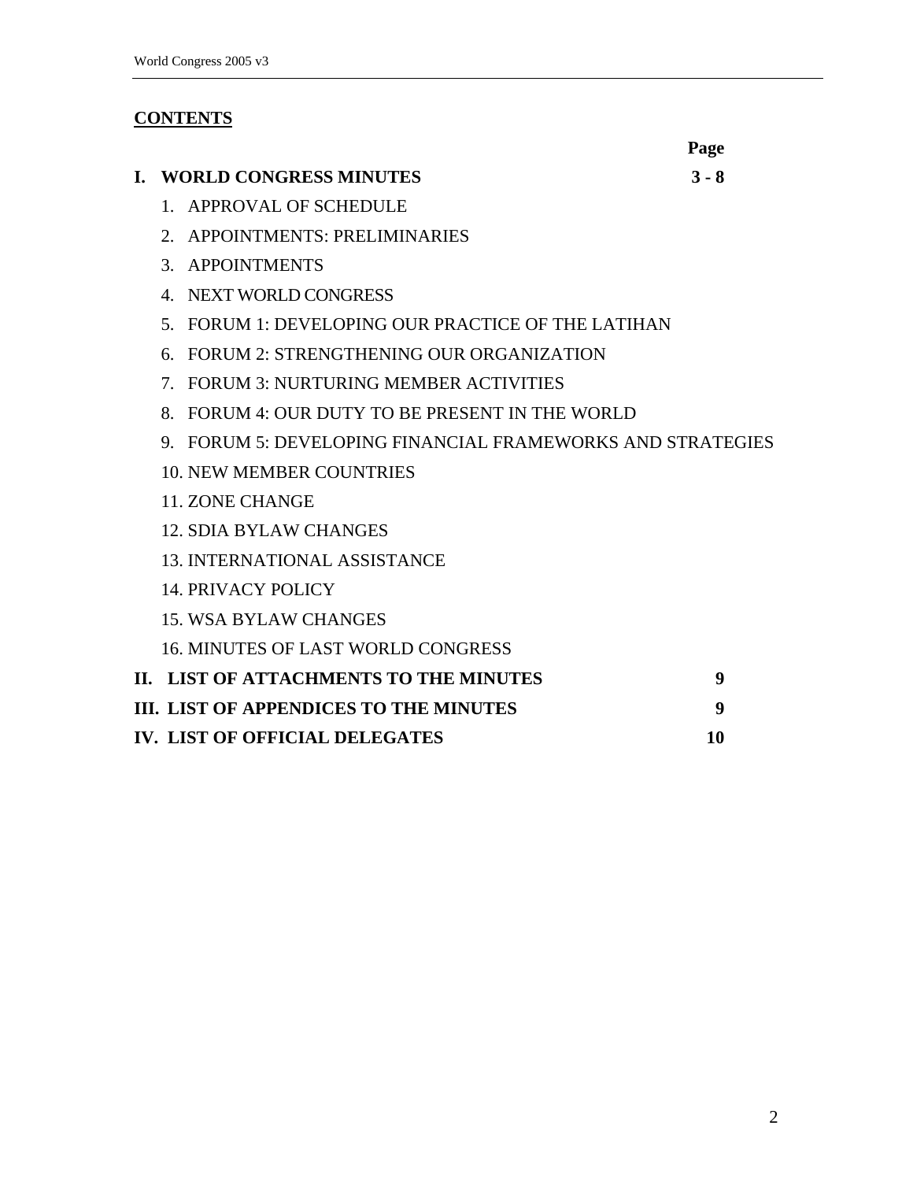## CONTENTS

| | Page |
|---|---|
| **I. WORLD CONGRESS MINUTES** | **3 - 8** |
| 1. APPROVAL OF SCHEDULE | |
| 2. APPOINTMENTS: PRELIMINARIES | |
| 3. APPOINTMENTS | |
| 4. NEXT WORLD CONGRESS | |
| 5. FORUM 1: DEVELOPING OUR PRACTICE OF THE LATIHAN | |
| 6. FORUM 2: STRENGTHENING OUR ORGANIZATION | |
| 7. FORUM 3: NURTURING MEMBER ACTIVITIES | |
| 8. FORUM 4: OUR DUTY TO BE PRESENT IN THE WORLD | |
| 9. FORUM 5: DEVELOPING FINANCIAL FRAMEWORKS AND STRATEGIES | |
| 10. NEW MEMBER COUNTRIES | |
| 11. ZONE CHANGE | |
| 12. SDIA BYLAW CHANGES | |
| 13. INTERNATIONAL ASSISTANCE | |
| 14. PRIVACY POLICY | |
| 15. WSA BYLAW CHANGES | |
| 16. MINUTES OF LAST WORLD CONGRESS | |
| **II. LIST OF ATTACHMENTS TO THE MINUTES** | **9** |
| **III. LIST OF APPENDICES TO THE MINUTES** | **9** |
| **IV. LIST OF OFFICIAL DELEGATES** | **10** |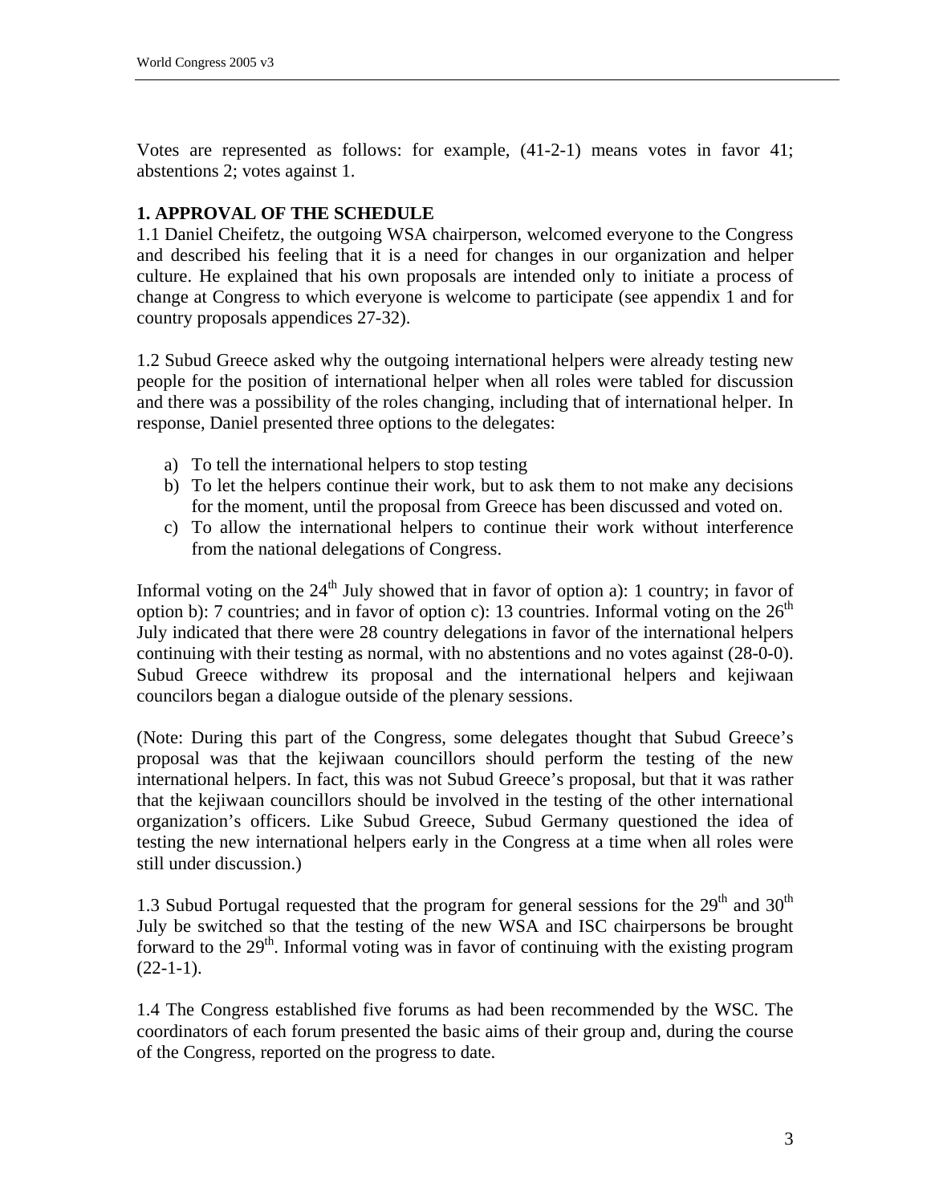Votes are represented as follows: for example, (41-2-1) means votes in favor 41; abstentions 2; votes against 1.

**1. APPROVAL OF THE SCHEDULE**

1.1 Daniel Cheifetz, the outgoing WSA chairperson, welcomed everyone to the Congress and described his feeling that it is a need for changes in our organization and helper culture. He explained that his own proposals are intended only to initiate a process of change at Congress to which everyone is welcome to participate (see appendix 1 and for country proposals appendices 27-32).

1.2 Subud Greece asked why the outgoing international helpers were already testing new people for the position of international helper when all roles were tabled for discussion and there was a possibility of the roles changing, including that of international helper. In response, Daniel presented three options to the delegates:

a) To tell the international helpers to stop testing
b) To let the helpers continue their work, but to ask them to not make any decisions for the moment, until the proposal from Greece has been discussed and voted on.
c) To allow the international helpers to continue their work without interference from the national delegations of Congress.

Informal voting on the 24th July showed that in favor of option a): 1 country; in favor of option b): 7 countries; and in favor of option c): 13 countries. Informal voting on the 26th July indicated that there were 28 country delegations in favor of the international helpers continuing with their testing as normal, with no abstentions and no votes against (28-0-0). Subud Greece withdrew its proposal and the international helpers and kejiwaan councilors began a dialogue outside of the plenary sessions.

(Note: During this part of the Congress, some delegates thought that Subud Greece's proposal was that the kejiwaan councillors should perform the testing of the new international helpers. In fact, this was not Subud Greece's proposal, but that it was rather that the kejiwaan councillors should be involved in the testing of the other international organization's officers. Like Subud Greece, Subud Germany questioned the idea of testing the new international helpers early in the Congress at a time when all roles were still under discussion.)

1.3 Subud Portugal requested that the program for general sessions for the 29th and 30th July be switched so that the testing of the new WSA and ISC chairpersons be brought forward to the 29th. Informal voting was in favor of continuing with the existing program (22-1-1).

1.4 The Congress established five forums as had been recommended by the WSC. The coordinators of each forum presented the basic aims of their group and, during the course of the Congress, reported on the progress to date.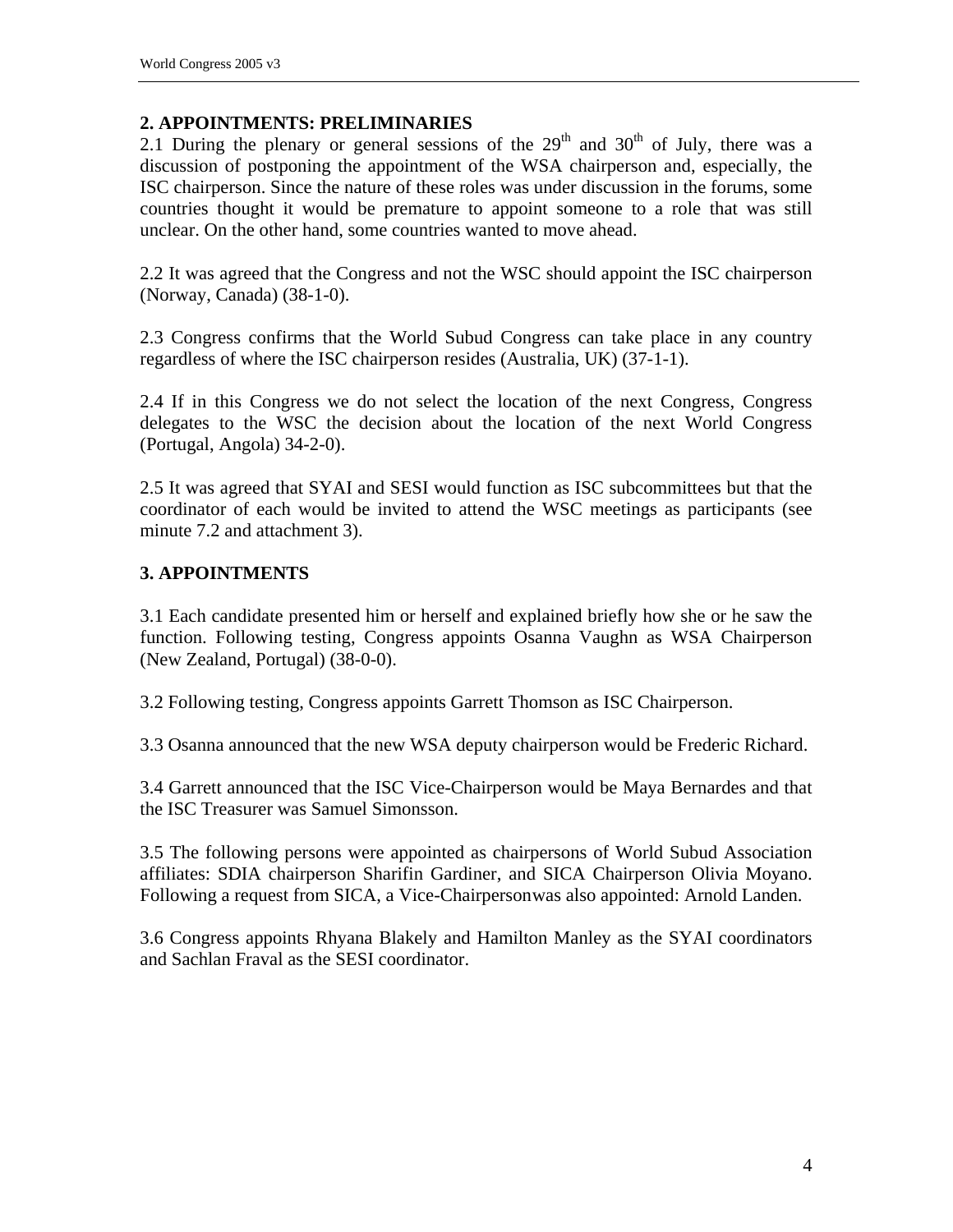## 2. APPOINTMENTS: PRELIMINARIES

2.1 During the plenary or general sessions of the 29th and 30th of July, there was a discussion of postponing the appointment of the WSA chairperson and, especially, the ISC chairperson. Since the nature of these roles was under discussion in the forums, some countries thought it would be premature to appoint someone to a role that was still unclear. On the other hand, some countries wanted to move ahead.

2.2 It was agreed that the Congress and not the WSC should appoint the ISC chairperson (Norway, Canada) (38-1-0).

2.3 Congress confirms that the World Subud Congress can take place in any country regardless of where the ISC chairperson resides (Australia, UK) (37-1-1).

2.4 If in this Congress we do not select the location of the next Congress, Congress delegates to the WSC the decision about the location of the next World Congress (Portugal, Angola) 34-2-0).

2.5 It was agreed that SYAI and SESI would function as ISC subcommittees but that the coordinator of each would be invited to attend the WSC meetings as participants (see minute 7.2 and attachment 3).

## 3. APPOINTMENTS

3.1 Each candidate presented him or herself and explained briefly how she or he saw the function. Following testing, Congress appoints Osanna Vaughn as WSA Chairperson (New Zealand, Portugal) (38-0-0).

3.2 Following testing, Congress appoints Garrett Thomson as ISC Chairperson.

3.3 Osanna announced that the new WSA deputy chairperson would be Frederic Richard.

3.4 Garrett announced that the ISC Vice-Chairperson would be Maya Bernardes and that the ISC Treasurer was Samuel Simonsson.

3.5 The following persons were appointed as chairpersons of World Subud Association affiliates: SDIA chairperson Sharifin Gardiner, and SICA Chairperson Olivia Moyano. Following a request from SICA, a Vice-Chairpersonwas also appointed: Arnold Landen.

3.6 Congress appoints Rhyana Blakely and Hamilton Manley as the SYAI coordinators and Sachlan Fraval as the SESI coordinator.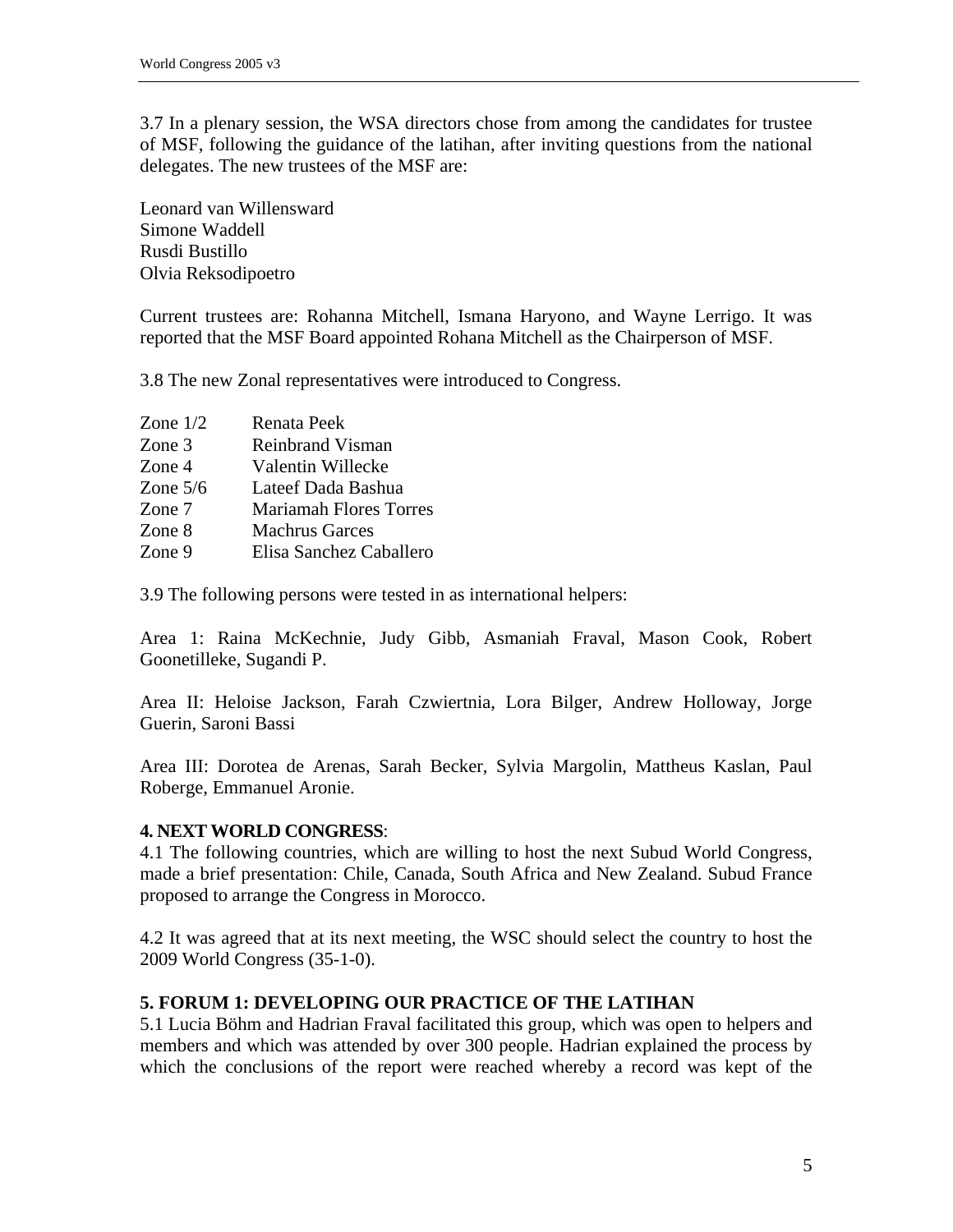3.7 In a plenary session, the WSA directors chose from among the candidates for trustee of MSF, following the guidance of the latihan, after inviting questions from the national delegates. The new trustees of the MSF are:

Leonard van Willensward
Simone Waddell
Rusdi Bustillo
Olvia Reksodipoetro

Current trustees are: Rohanna Mitchell, Ismana Haryono, and Wayne Lerrigo. It was reported that the MSF Board appointed Rohana Mitchell as the Chairperson of MSF.

3.8 The new Zonal representatives were introduced to Congress.

| | |
|---|---|
| Zone 1/2 | Renata Peek |
| Zone 3 | Reinbrand Visman |
| Zone 4 | Valentin Willecke |
| Zone 5/6 | Lateef Dada Bashua |
| Zone 7 | Mariamah Flores Torres |
| Zone 8 | Machrus Garces |
| Zone 9 | Elisa Sanchez Caballero |

3.9 The following persons were tested in as international helpers:

Area 1: Raina McKechnie, Judy Gibb, Asmaniah Fraval, Mason Cook, Robert Goonetilleke, Sugandi P.

Area II: Heloise Jackson, Farah Czwiertnia, Lora Bilger, Andrew Holloway, Jorge Guerin, Saroni Bassi

Area III: Dorotea de Arenas, Sarah Becker, Sylvia Margolin, Mattheus Kaslan, Paul Roberge, Emmanuel Aronie.

**4. NEXT WORLD CONGRESS**:

4.1 The following countries, which are willing to host the next Subud World Congress, made a brief presentation: Chile, Canada, South Africa and New Zealand. Subud France proposed to arrange the Congress in Morocco.

4.2 It was agreed that at its next meeting, the WSC should select the country to host the 2009 World Congress (35-1-0).

**5. FORUM 1: DEVELOPING OUR PRACTICE OF THE LATIHAN**

5.1 Lucia Böhm and Hadrian Fraval facilitated this group, which was open to helpers and members and which was attended by over 300 people. Hadrian explained the process by which the conclusions of the report were reached whereby a record was kept of the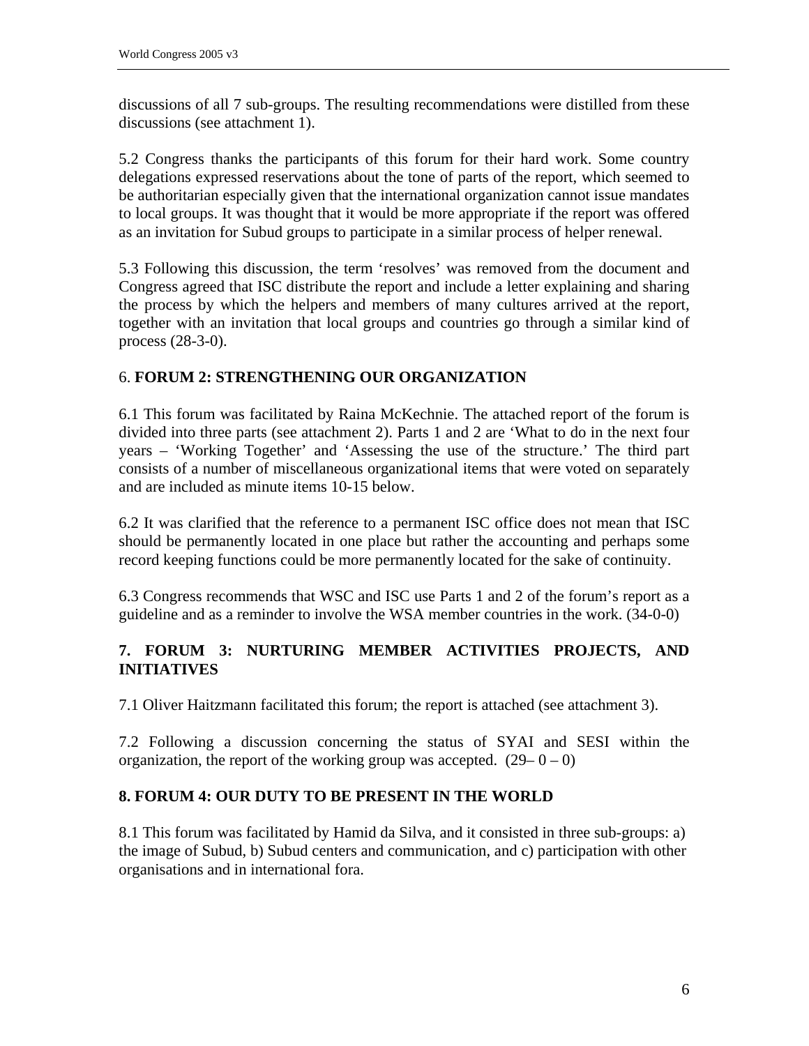discussions of all 7 sub-groups. The resulting recommendations were distilled from these discussions (see attachment 1).

5.2 Congress thanks the participants of this forum for their hard work. Some country delegations expressed reservations about the tone of parts of the report, which seemed to be authoritarian especially given that the international organization cannot issue mandates to local groups. It was thought that it would be more appropriate if the report was offered as an invitation for Subud groups to participate in a similar process of helper renewal.

5.3 Following this discussion, the term 'resolves' was removed from the document and Congress agreed that ISC distribute the report and include a letter explaining and sharing the process by which the helpers and members of many cultures arrived at the report, together with an invitation that local groups and countries go through a similar kind of process (28-3-0).

## 6. **FORUM 2: STRENGTHENING OUR ORGANIZATION**

6.1 This forum was facilitated by Raina McKechnie. The attached report of the forum is divided into three parts (see attachment 2). Parts 1 and 2 are 'What to do in the next four years – 'Working Together' and 'Assessing the use of the structure.' The third part consists of a number of miscellaneous organizational items that were voted on separately and are included as minute items 10-15 below.

6.2 It was clarified that the reference to a permanent ISC office does not mean that ISC should be permanently located in one place but rather the accounting and perhaps some record keeping functions could be more permanently located for the sake of continuity.

6.3 Congress recommends that WSC and ISC use Parts 1 and 2 of the forum's report as a guideline and as a reminder to involve the WSA member countries in the work. (34-0-0)

## **7. FORUM 3: NURTURING MEMBER ACTIVITIES PROJECTS, AND INITIATIVES**

7.1 Oliver Haitzmann facilitated this forum; the report is attached (see attachment 3).

7.2 Following a discussion concerning the status of SYAI and SESI within the organization, the report of the working group was accepted. (29– 0 – 0)

## **8. FORUM 4: OUR DUTY TO BE PRESENT IN THE WORLD**

8.1 This forum was facilitated by Hamid da Silva, and it consisted in three sub-groups: a) the image of Subud, b) Subud centers and communication, and c) participation with other organisations and in international fora.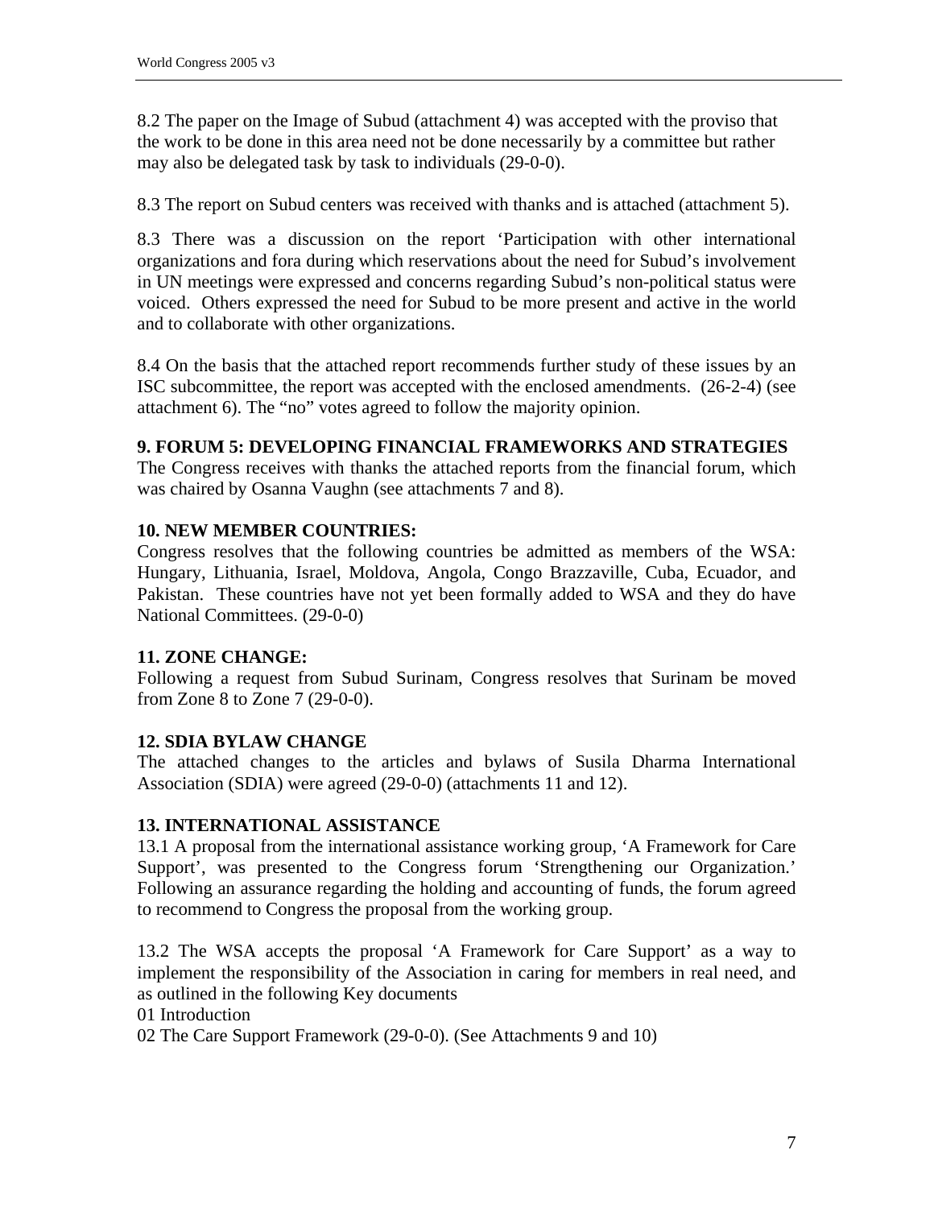8.2 The paper on the Image of Subud (attachment 4) was accepted with the proviso that the work to be done in this area need not be done necessarily by a committee but rather may also be delegated task by task to individuals (29-0-0).

8.3 The report on Subud centers was received with thanks and is attached (attachment 5).

8.3 There was a discussion on the report 'Participation with other international organizations and fora during which reservations about the need for Subud's involvement in UN meetings were expressed and concerns regarding Subud's non-political status were voiced. Others expressed the need for Subud to be more present and active in the world and to collaborate with other organizations.

8.4 On the basis that the attached report recommends further study of these issues by an ISC subcommittee, the report was accepted with the enclosed amendments. (26-2-4) (see attachment 6). The "no" votes agreed to follow the majority opinion.

**9. FORUM 5: DEVELOPING FINANCIAL FRAMEWORKS AND STRATEGIES**

The Congress receives with thanks the attached reports from the financial forum, which was chaired by Osanna Vaughn (see attachments 7 and 8).

**10. NEW MEMBER COUNTRIES:**

Congress resolves that the following countries be admitted as members of the WSA: Hungary, Lithuania, Israel, Moldova, Angola, Congo Brazzaville, Cuba, Ecuador, and Pakistan. These countries have not yet been formally added to WSA and they do have National Committees. (29-0-0)

**11. ZONE CHANGE:**

Following a request from Subud Surinam, Congress resolves that Surinam be moved from Zone 8 to Zone 7 (29-0-0).

**12. SDIA BYLAW CHANGE**

The attached changes to the articles and bylaws of Susila Dharma International Association (SDIA) were agreed (29-0-0) (attachments 11 and 12).

**13. INTERNATIONAL ASSISTANCE**

13.1 A proposal from the international assistance working group, 'A Framework for Care Support', was presented to the Congress forum 'Strengthening our Organization.' Following an assurance regarding the holding and accounting of funds, the forum agreed to recommend to Congress the proposal from the working group.

13.2 The WSA accepts the proposal 'A Framework for Care Support' as a way to implement the responsibility of the Association in caring for members in real need, and as outlined in the following Key documents

01 Introduction

02 The Care Support Framework (29-0-0). (See Attachments 9 and 10)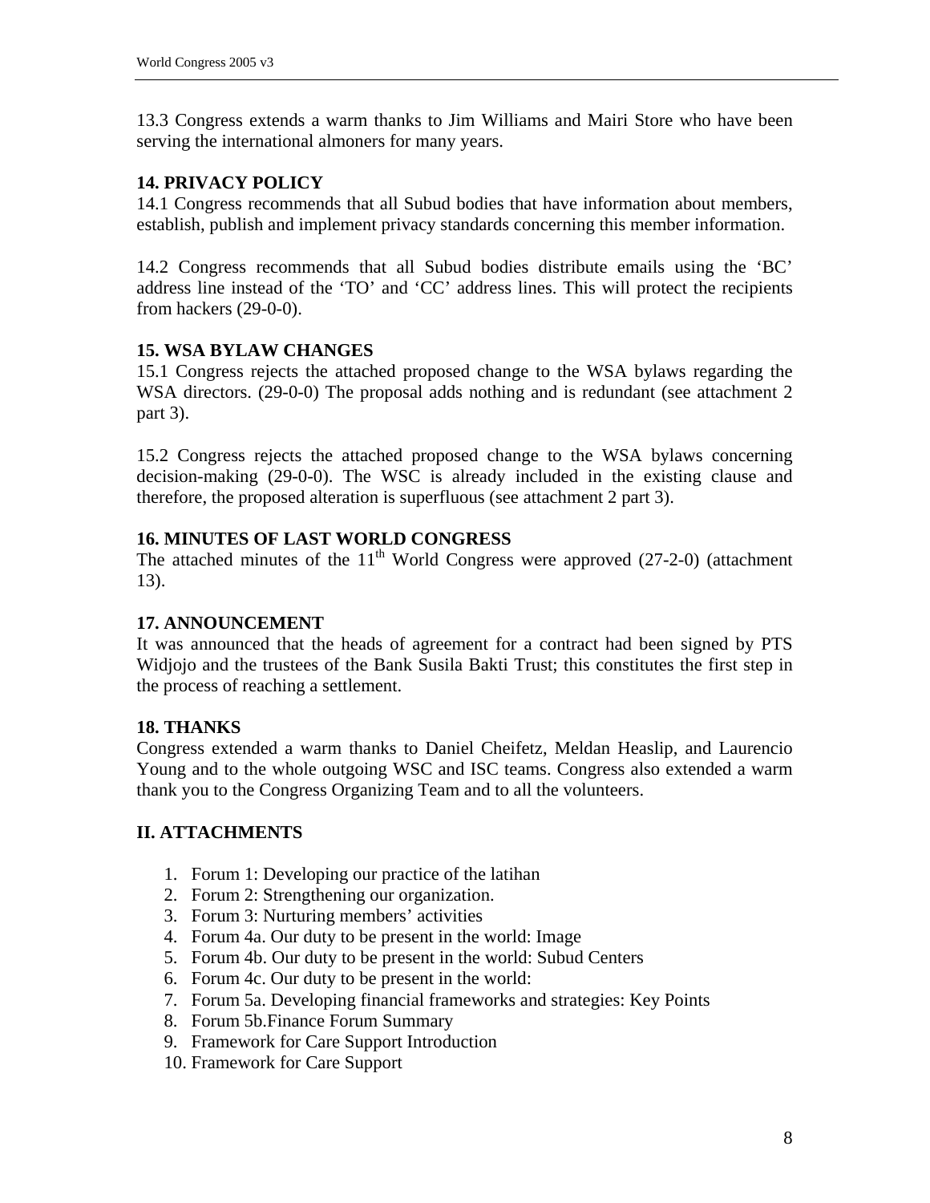13.3 Congress extends a warm thanks to Jim Williams and Mairi Store who have been serving the international almoners for many years.

**14. PRIVACY POLICY**

14.1 Congress recommends that all Subud bodies that have information about members, establish, publish and implement privacy standards concerning this member information.

14.2 Congress recommends that all Subud bodies distribute emails using the 'BC' address line instead of the 'TO' and 'CC' address lines. This will protect the recipients from hackers (29-0-0).

**15. WSA BYLAW CHANGES**

15.1 Congress rejects the attached proposed change to the WSA bylaws regarding the WSA directors. (29-0-0) The proposal adds nothing and is redundant (see attachment 2 part 3).

15.2 Congress rejects the attached proposed change to the WSA bylaws concerning decision-making (29-0-0). The WSC is already included in the existing clause and therefore, the proposed alteration is superfluous (see attachment 2 part 3).

**16. MINUTES OF LAST WORLD CONGRESS**

The attached minutes of the 11th World Congress were approved (27-2-0) (attachment 13).

**17. ANNOUNCEMENT**

It was announced that the heads of agreement for a contract had been signed by PTS Widjojo and the trustees of the Bank Susila Bakti Trust; this constitutes the first step in the process of reaching a settlement.

**18. THANKS**

Congress extended a warm thanks to Daniel Cheifetz, Meldan Heaslip, and Laurencio Young and to the whole outgoing WSC and ISC teams. Congress also extended a warm thank you to the Congress Organizing Team and to all the volunteers.

## II. ATTACHMENTS

1. Forum 1: Developing our practice of the latihan
2. Forum 2: Strengthening our organization.
3. Forum 3: Nurturing members' activities
4. Forum 4a. Our duty to be present in the world: Image
5. Forum 4b. Our duty to be present in the world: Subud Centers
6. Forum 4c. Our duty to be present in the world:
7. Forum 5a. Developing financial frameworks and strategies: Key Points
8. Forum 5b.Finance Forum Summary
9. Framework for Care Support Introduction
10. Framework for Care Support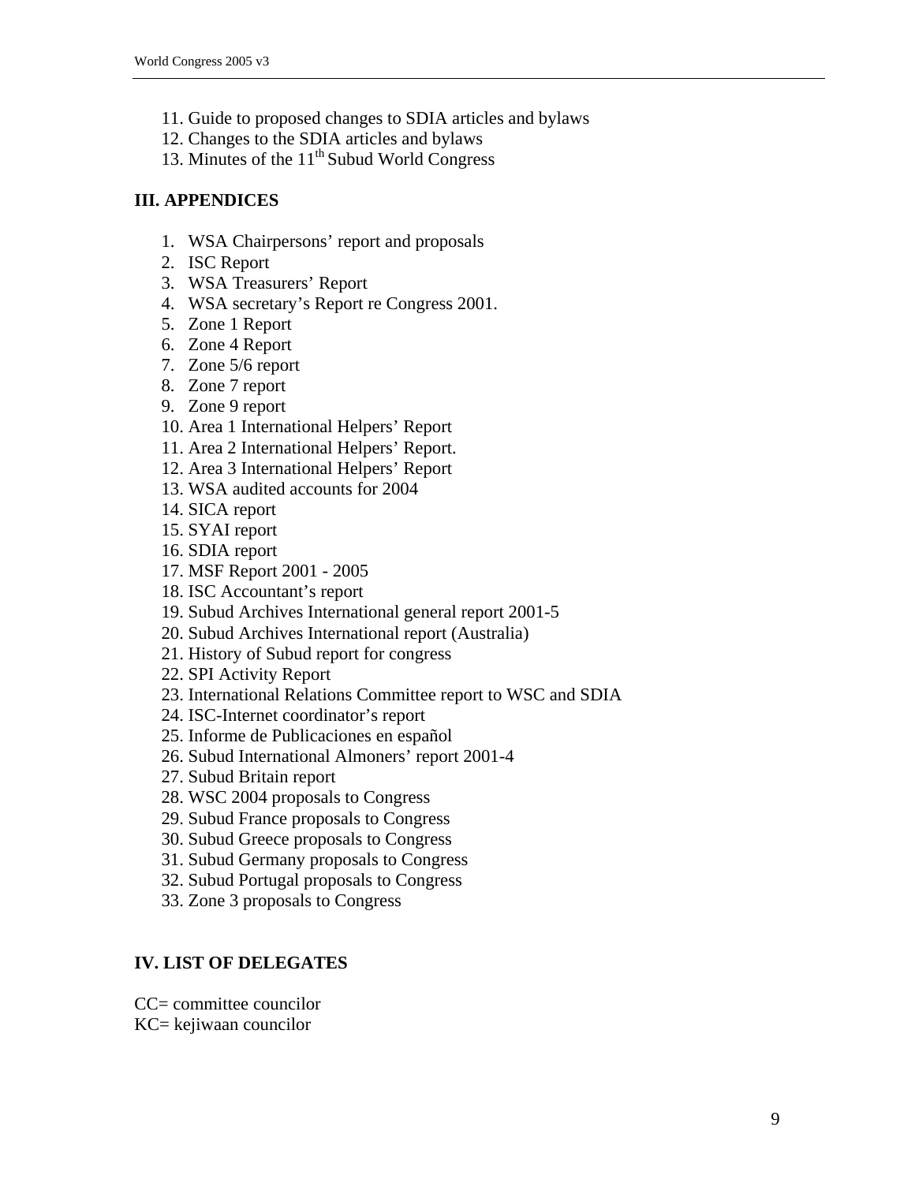11. Guide to proposed changes to SDIA articles and bylaws
12. Changes to the SDIA articles and bylaws
13. Minutes of the 11th Subud World Congress

## III. APPENDICES

1. WSA Chairpersons' report and proposals
2. ISC Report
3. WSA Treasurers' Report
4. WSA secretary's Report re Congress 2001.
5. Zone 1 Report
6. Zone 4 Report
7. Zone 5/6 report
8. Zone 7 report
9. Zone 9 report
10. Area 1 International Helpers' Report
11. Area 2 International Helpers' Report.
12. Area 3 International Helpers' Report
13. WSA audited accounts for 2004
14. SICA report
15. SYAI report
16. SDIA report
17. MSF Report 2001 - 2005
18. ISC Accountant's report
19. Subud Archives International general report 2001-5
20. Subud Archives International report (Australia)
21. History of Subud report for congress
22. SPI Activity Report
23. International Relations Committee report to WSC and SDIA
24. ISC-Internet coordinator's report
25. Informe de Publicaciones en español
26. Subud International Almoners' report 2001-4
27. Subud Britain report
28. WSC 2004 proposals to Congress
29. Subud France proposals to Congress
30. Subud Greece proposals to Congress
31. Subud Germany proposals to Congress
32. Subud Portugal proposals to Congress
33. Zone 3 proposals to Congress

## IV. LIST OF DELEGATES

CC= committee councilor
KC= kejiwaan councilor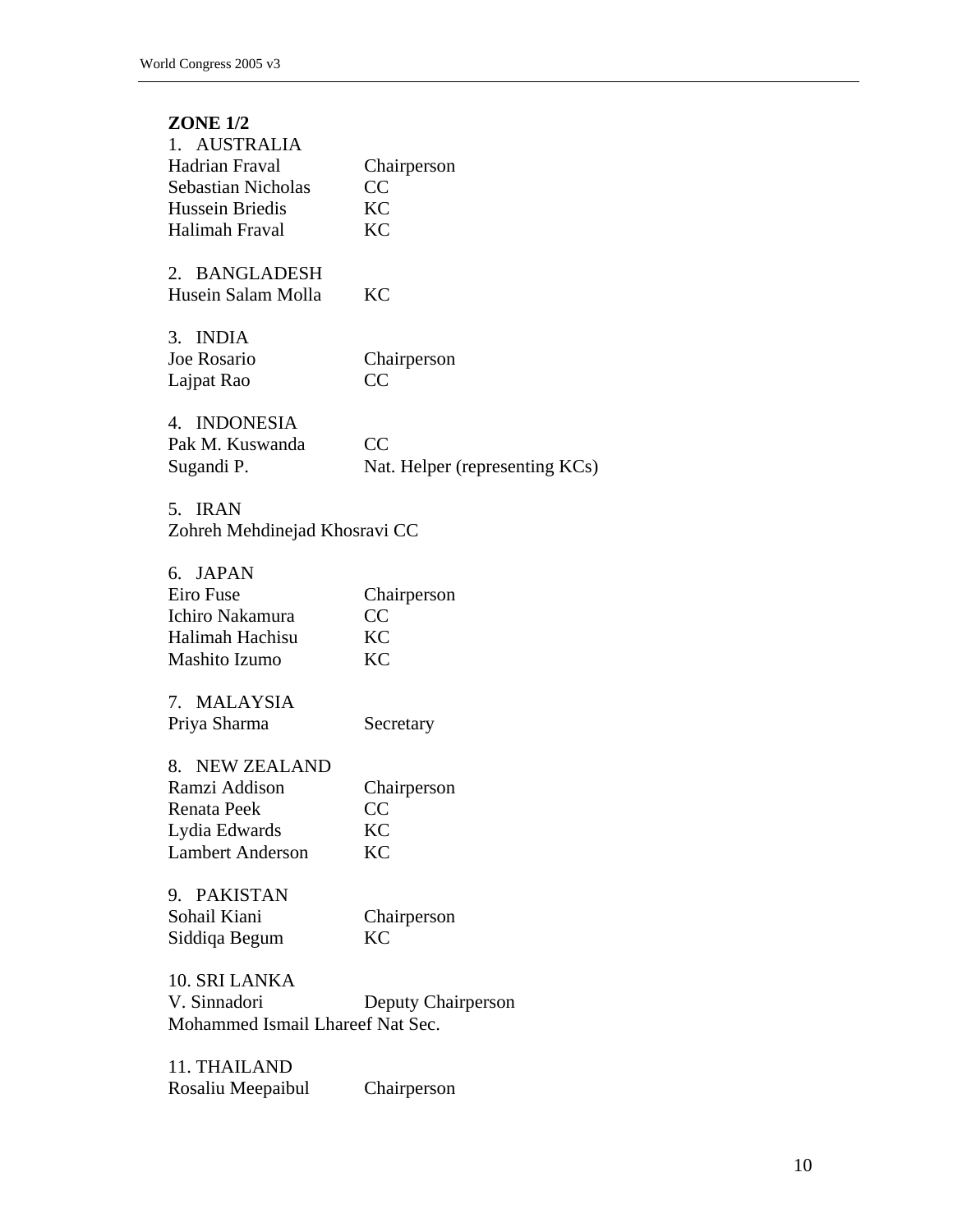**ZONE 1/2**

1. AUSTRALIA

| | |
|---|---|
| Hadrian Fraval | Chairperson |
| Sebastian Nicholas | CC |
| Hussein Briedis | KC |
| Halimah Fraval | KC |

2. BANGLADESH

| | |
|---|---|
| Husein Salam Molla | KC |

3. INDIA

| | |
|---|---|
| Joe Rosario | Chairperson |
| Lajpat Rao | CC |

4. INDONESIA

| | |
|---|---|
| Pak M. Kuswanda | CC |
| Sugandi P. | Nat. Helper (representing KCs) |

5. IRAN

Zohreh Mehdinejad Khosravi CC

6. JAPAN

| | |
|---|---|
| Eiro Fuse | Chairperson |
| Ichiro Nakamura | CC |
| Halimah Hachisu | KC |
| Mashito Izumo | KC |

7. MALAYSIA

| | |
|---|---|
| Priya Sharma | Secretary |

8. NEW ZEALAND

| | |
|---|---|
| Ramzi Addison | Chairperson |
| Renata Peek | CC |
| Lydia Edwards | KC |
| Lambert Anderson | KC |

9. PAKISTAN

| | |
|---|---|
| Sohail Kiani | Chairperson |
| Siddiqa Begum | KC |

10. SRI LANKA

| | |
|---|---|
| V. Sinnadori | Deputy Chairperson |

Mohammed Ismail Lhareef Nat Sec.

11. THAILAND

| | |
|---|---|
| Rosaliu Meepaibul | Chairperson |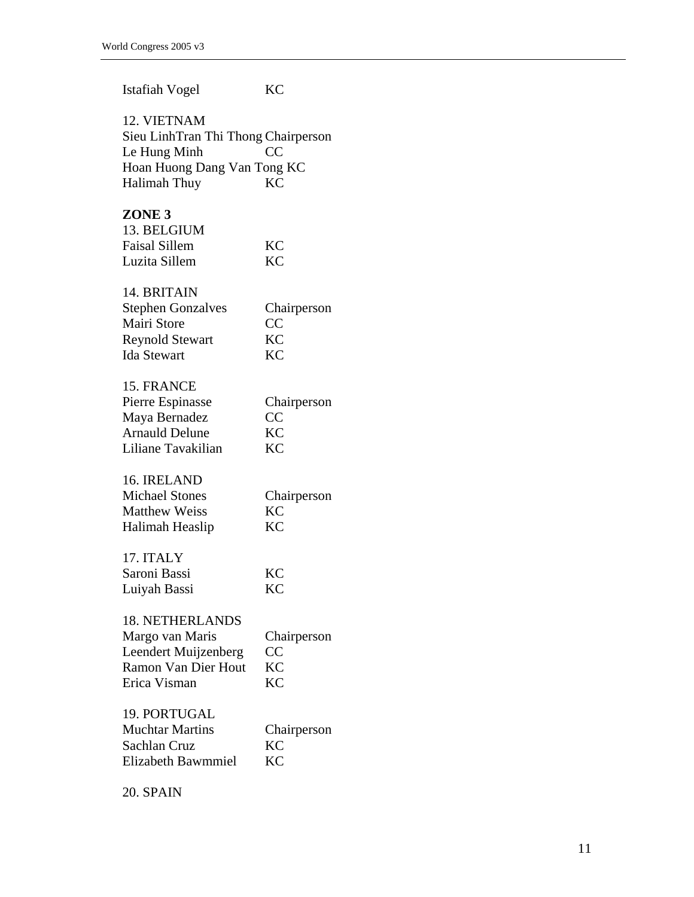Istafiah Vogel KC

12. VIETNAM
Sieu LinhTran Thi Thong Chairperson
Le Hung Minh CC
Hoan Huong Dang Van Tong KC
Halimah Thuy KC

**ZONE 3**

13. BELGIUM
Faisal Sillem KC
Luzita Sillem KC

14. BRITAIN
Stephen Gonzalves Chairperson
Mairi Store CC
Reynold Stewart KC
Ida Stewart KC

15. FRANCE
Pierre Espinasse Chairperson
Maya Bernadez CC
Arnauld Delune KC
Liliane Tavakilian KC

16. IRELAND
Michael Stones Chairperson
Matthew Weiss KC
Halimah Heaslip KC

17. ITALY
Saroni Bassi KC
Luiyah Bassi KC

18. NETHERLANDS
Margo van Maris Chairperson
Leendert Muijzenberg CC
Ramon Van Dier Hout KC
Erica Visman KC

19. PORTUGAL
Muchtar Martins Chairperson
Sachlan Cruz KC
Elizabeth Bawmmiel KC

20. SPAIN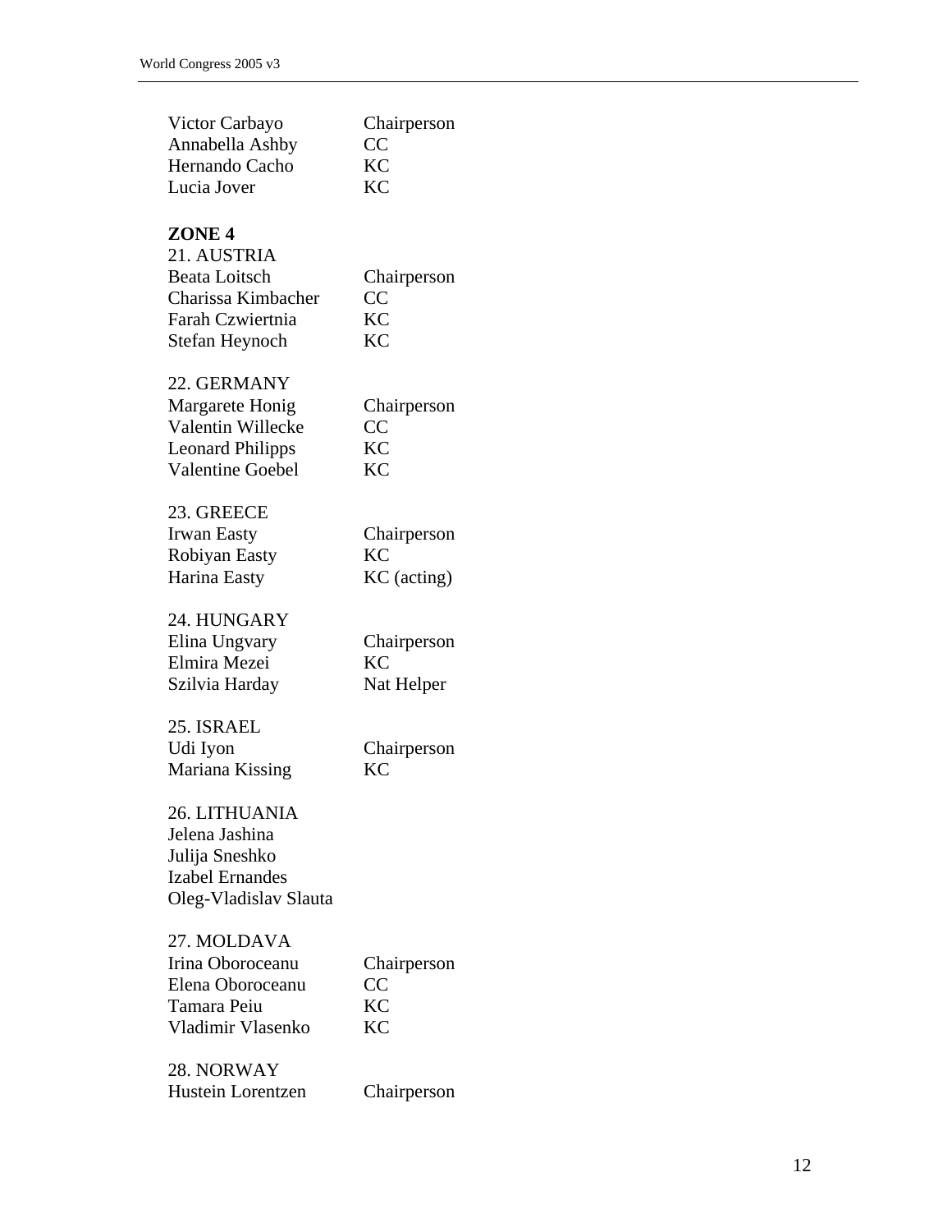| | |
|---|---|
| Victor Carbayo | Chairperson |
| Annabella Ashby | CC |
| Hernando Cacho | KC |
| Lucia Jover | KC |

**ZONE 4**

21. AUSTRIA

| | |
|---|---|
| Beata Loitsch | Chairperson |
| Charissa Kimbacher | CC |
| Farah Czwiertnia | KC |
| Stefan Heynoch | KC |

22. GERMANY

| | |
|---|---|
| Margarete Honig | Chairperson |
| Valentin Willecke | CC |
| Leonard Philipps | KC |
| Valentine Goebel | KC |

23. GREECE

| | |
|---|---|
| Irwan Easty | Chairperson |
| Robiyan Easty | KC |
| Harina Easty | KC (acting) |

24. HUNGARY

| | |
|---|---|
| Elina Ungvary | Chairperson |
| Elmira Mezei | KC |
| Szilvia Harday | Nat Helper |

25. ISRAEL

| | |
|---|---|
| Udi Iyon | Chairperson |
| Mariana Kissing | KC |

26. LITHUANIA

Jelena Jashina
Julija Sneshko
Izabel Ernandes
Oleg-Vladislav Slauta

27. MOLDAVA

| | |
|---|---|
| Irina Oboroceanu | Chairperson |
| Elena Oboroceanu | CC |
| Tamara Peiu | KC |
| Vladimir Vlasenko | KC |

28. NORWAY

| | |
|---|---|
| Hustein Lorentzen | Chairperson |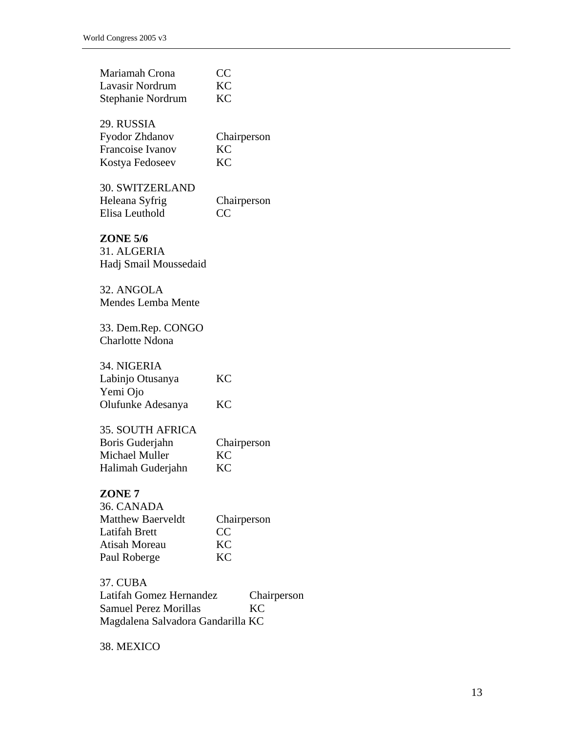Mariamah Crona CC
Lavasir Nordrum KC
Stephanie Nordrum KC

29. RUSSIA
Fyodor Zhdanov Chairperson
Francoise Ivanov KC
Kostya Fedoseev KC

30. SWITZERLAND
Heleana Syfrig Chairperson
Elisa Leuthold CC

**ZONE 5/6**

31. ALGERIA
Hadj Smail Moussedaid

32. ANGOLA
Mendes Lemba Mente

33. Dem.Rep. CONGO
Charlotte Ndona

34. NIGERIA
Labinjo Otusanya KC
Yemi Ojo
Olufunke Adesanya KC

35. SOUTH AFRICA
Boris Guderjahn Chairperson
Michael Muller KC
Halimah Guderjahn KC

**ZONE 7**

36. CANADA
Matthew Baerveldt Chairperson
Latifah Brett CC
Atisah Moreau KC
Paul Roberge KC

37. CUBA
Latifah Gomez Hernandez Chairperson
Samuel Perez Morillas KC
Magdalena Salvadora Gandarilla KC

38. MEXICO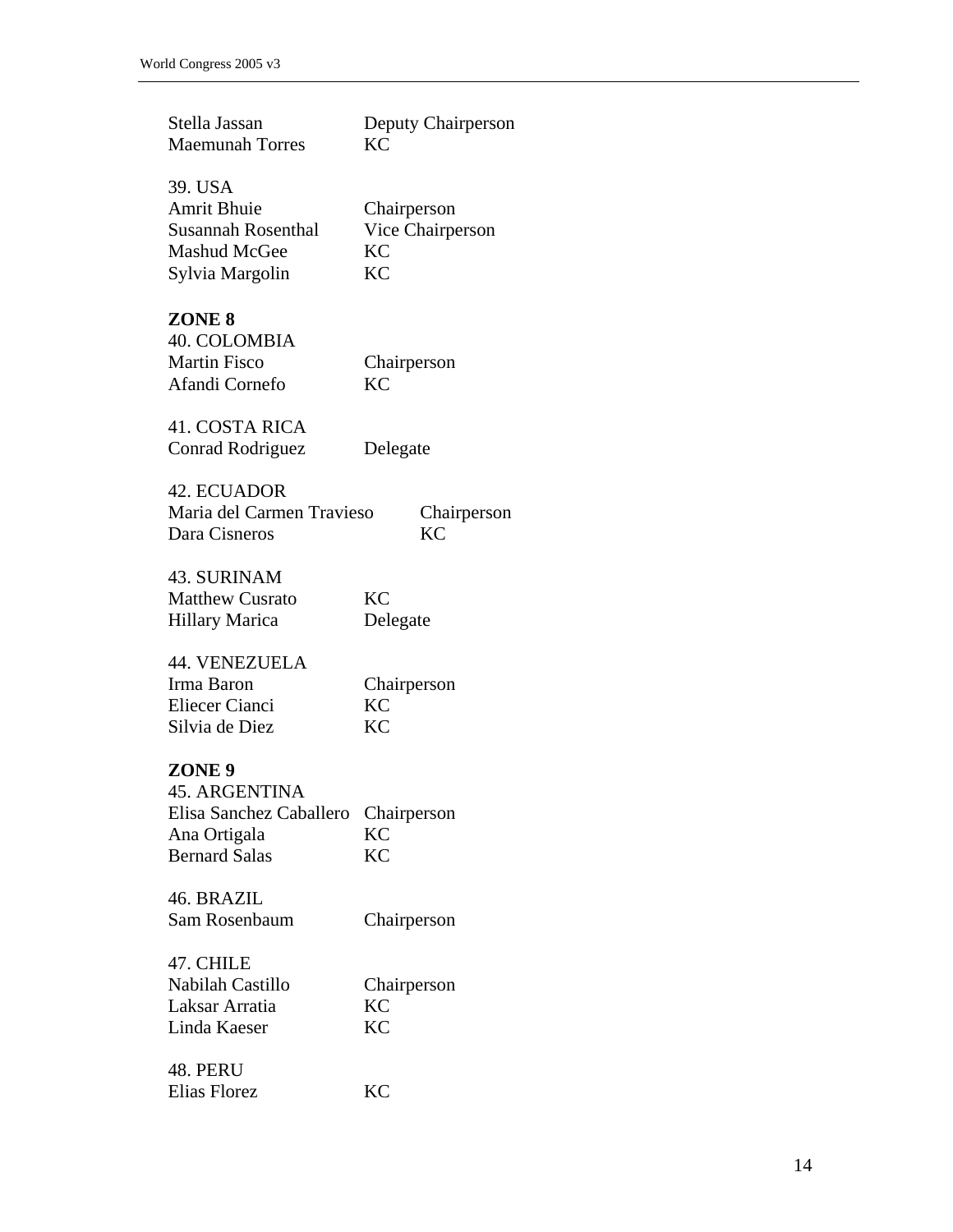| | |
|---|---|
| Stella Jassan | Deputy Chairperson |
| Maemunah Torres | KC |

39. USA

| | |
|---|---|
| Amrit Bhuie | Chairperson |
| Susannah Rosenthal | Vice Chairperson |
| Mashud McGee | KC |
| Sylvia Margolin | KC |

**ZONE 8**

40. COLOMBIA

| | |
|---|---|
| Martin Fisco | Chairperson |
| Afandi Cornefo | KC |

41. COSTA RICA

| | |
|---|---|
| Conrad Rodriguez | Delegate |

42. ECUADOR

| | |
|---|---|
| Maria del Carmen Travieso | Chairperson |
| Dara Cisneros | KC |

43. SURINAM

| | |
|---|---|
| Matthew Cusrato | KC |
| Hillary Marica | Delegate |

44. VENEZUELA

| | |
|---|---|
| Irma Baron | Chairperson |
| Eliecer Cianci | KC |
| Silvia de Diez | KC |

**ZONE 9**

45. ARGENTINA

| | |
|---|---|
| Elisa Sanchez Caballero | Chairperson |
| Ana Ortigala | KC |
| Bernard Salas | KC |

46. BRAZIL

| | |
|---|---|
| Sam Rosenbaum | Chairperson |

47. CHILE

| | |
|---|---|
| Nabilah Castillo | Chairperson |
| Laksar Arratia | KC |
| Linda Kaeser | KC |

48. PERU

| | |
|---|---|
| Elias Florez | KC |